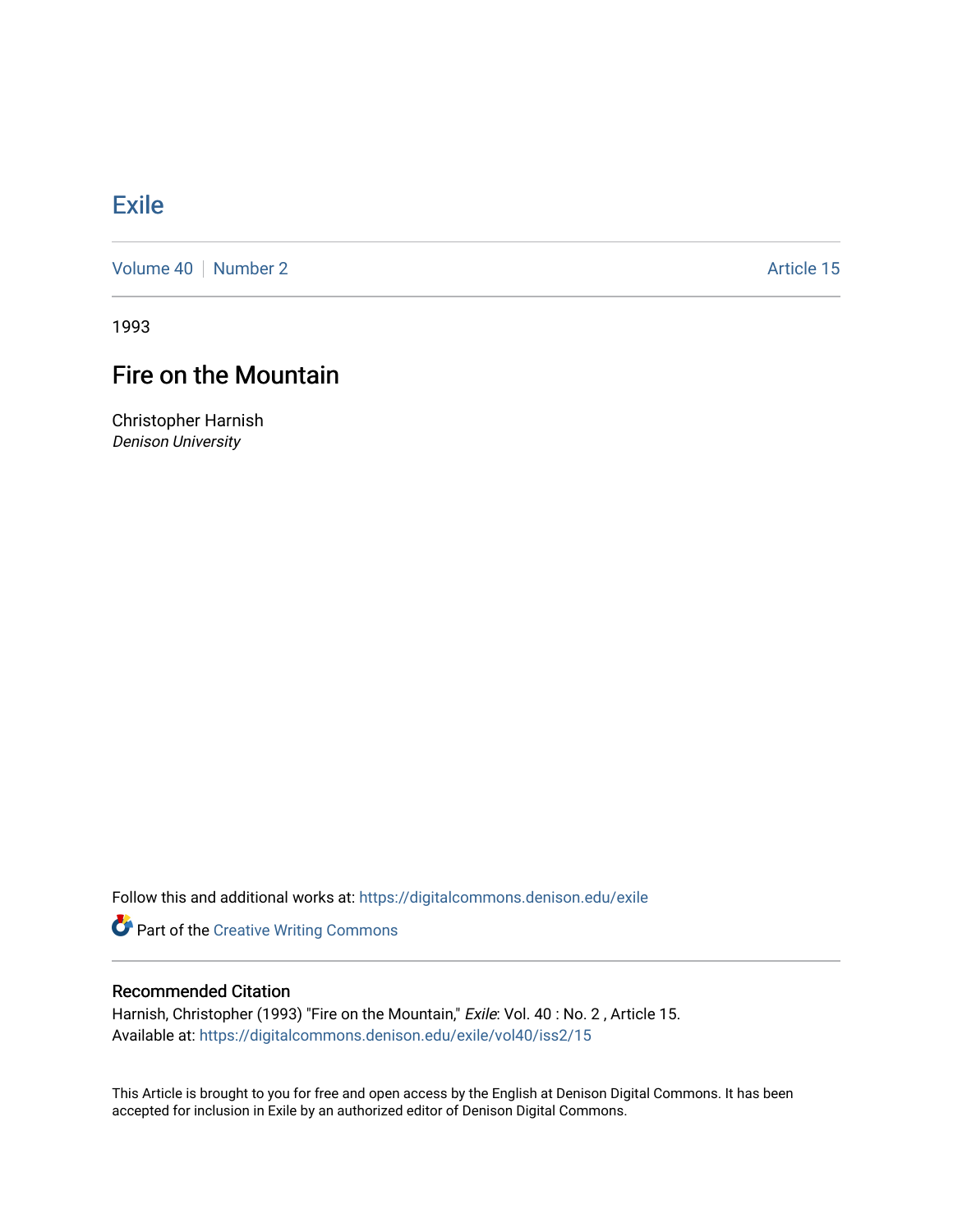# Exile

Volume 40 | Number 2 | Article 15

1993

## Fire on the Mountain

Christopher Harnish
*Denison University*

Follow this and additional works at: https://digitalcommons.denison.edu/exile

Part of the Creative Writing Commons

### Recommended Citation

Harnish, Christopher (1993) "Fire on the Mountain," *Exile*: Vol. 40 : No. 2 , Article 15.
Available at: https://digitalcommons.denison.edu/exile/vol40/iss2/15

This Article is brought to you for free and open access by the English at Denison Digital Commons. It has been accepted for inclusion in Exile by an authorized editor of Denison Digital Commons.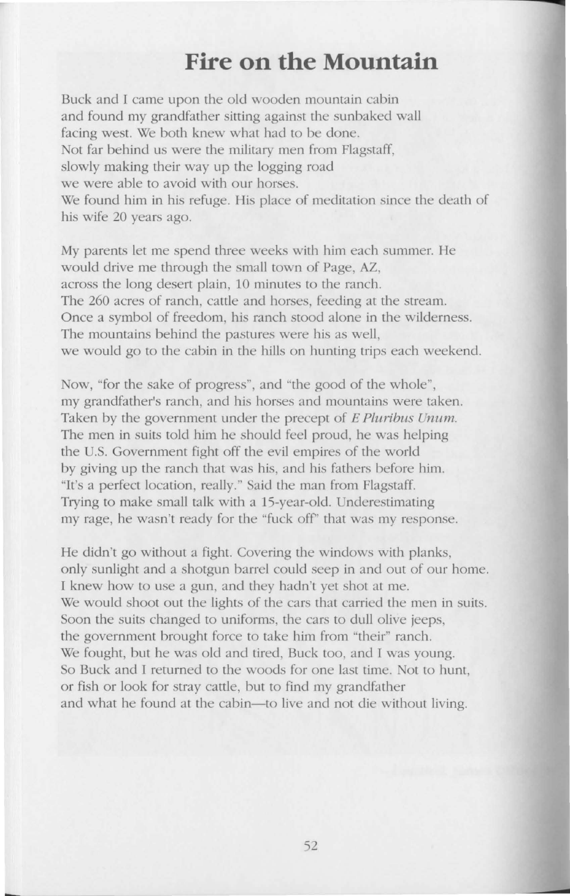# Fire on the Mountain

Buck and I came upon the old wooden mountain cabin
and found my grandfather sitting against the sunbaked wall
facing west. We both knew what had to be done.
Not far behind us were the military men from Flagstaff,
slowly making their way up the logging road
we were able to avoid with our horses.
We found him in his refuge. His place of meditation since the death of his wife 20 years ago.

My parents let me spend three weeks with him each summer. He would drive me through the small town of Page, AZ,
across the long desert plain, 10 minutes to the ranch.
The 260 acres of ranch, cattle and horses, feeding at the stream.
Once a symbol of freedom, his ranch stood alone in the wilderness.
The mountains behind the pastures were his as well,
we would go to the cabin in the hills on hunting trips each weekend.

Now, "for the sake of progress", and "the good of the whole",
my grandfather's ranch, and his horses and mountains were taken.
Taken by the government under the precept of *E Pluribus Unum.*
The men in suits told him he should feel proud, he was helping
the U.S. Government fight off the evil empires of the world
by giving up the ranch that was his, and his fathers before him.
"It's a perfect location, really." Said the man from Flagstaff.
Trying to make small talk with a 15-year-old. Underestimating
my rage, he wasn't ready for the "fuck off" that was my response.

He didn't go without a fight. Covering the windows with planks,
only sunlight and a shotgun barrel could seep in and out of our home.
I knew how to use a gun, and they hadn't yet shot at me.
We would shoot out the lights of the cars that carried the men in suits.
Soon the suits changed to uniforms, the cars to dull olive jeeps,
the government brought force to take him from "their" ranch.
We fought, but he was old and tired, Buck too, and I was young.
So Buck and I returned to the woods for one last time. Not to hunt,
or fish or look for stray cattle, but to find my grandfather
and what he found at the cabin—to live and not die without living.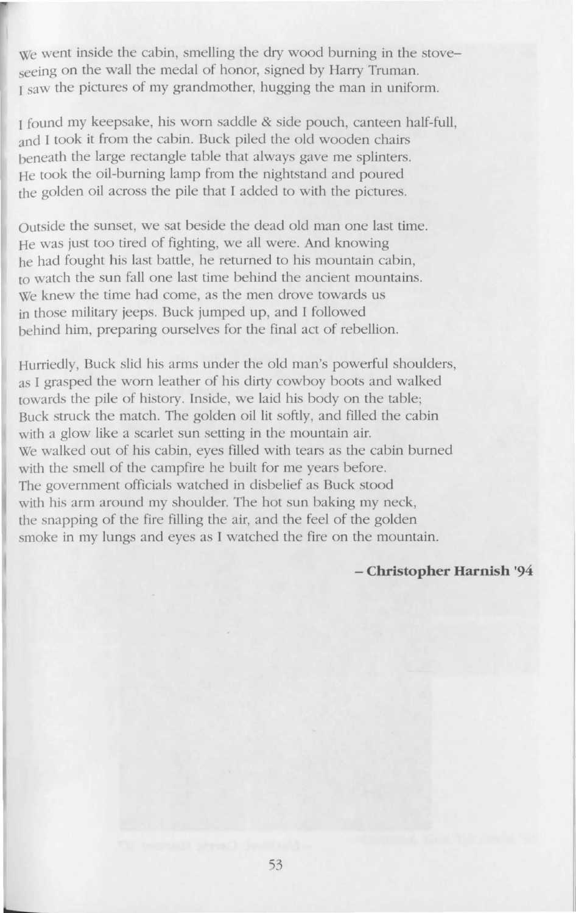We went inside the cabin, smelling the dry wood burning in the stove–
seeing on the wall the medal of honor, signed by Harry Truman.
I saw the pictures of my grandmother, hugging the man in uniform.

I found my keepsake, his worn saddle & side pouch, canteen half-full,
and I took it from the cabin. Buck piled the old wooden chairs
beneath the large rectangle table that always gave me splinters.
He took the oil-burning lamp from the nightstand and poured
the golden oil across the pile that I added to with the pictures.

Outside the sunset, we sat beside the dead old man one last time.
He was just too tired of fighting, we all were. And knowing
he had fought his last battle, he returned to his mountain cabin,
to watch the sun fall one last time behind the ancient mountains.
We knew the time had come, as the men drove towards us
in those military jeeps. Buck jumped up, and I followed
behind him, preparing ourselves for the final act of rebellion.

Hurriedly, Buck slid his arms under the old man's powerful shoulders,
as I grasped the worn leather of his dirty cowboy boots and walked
towards the pile of history. Inside, we laid his body on the table;
Buck struck the match. The golden oil lit softly, and filled the cabin
with a glow like a scarlet sun setting in the mountain air.
We walked out of his cabin, eyes filled with tears as the cabin burned
with the smell of the campfire he built for me years before.
The government officials watched in disbelief as Buck stood
with his arm around my shoulder. The hot sun baking my neck,
the snapping of the fire filling the air, and the feel of the golden
smoke in my lungs and eyes as I watched the fire on the mountain.

**– Christopher Harnish '94**